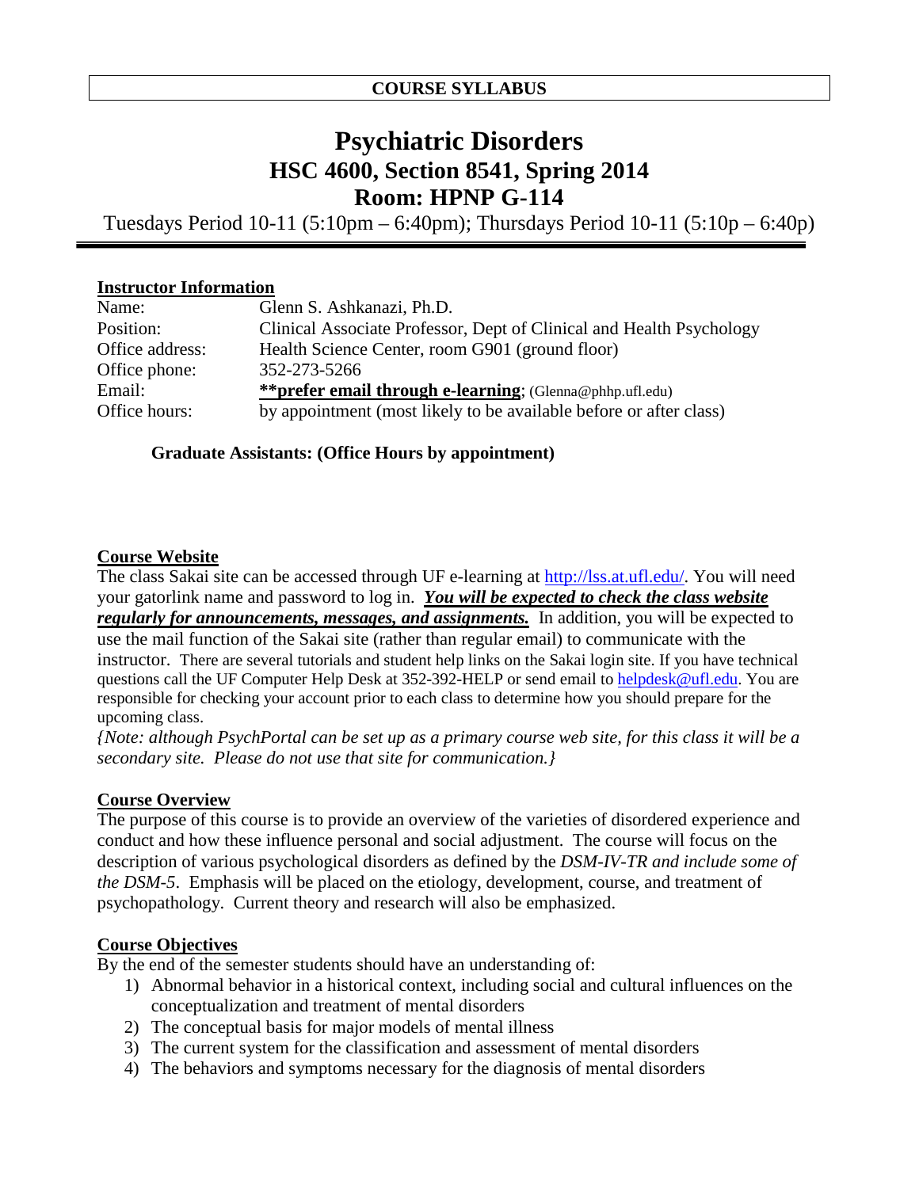**COURSE SYLLABUS**

# Psychiatric Disorders
## HSC 4600, Section 8541, Spring 2014
## Room: HPNP G-114

Tuesdays Period 10-11 (5:10pm – 6:40pm); Thursdays Period 10-11 (5:10p – 6:40p)

**Instructor Information**

| | |
|---|---|
| Name: | Glenn S. Ashkanazi, Ph.D. |
| Position: | Clinical Associate Professor, Dept of Clinical and Health Psychology |
| Office address: | Health Science Center, room G901 (ground floor) |
| Office phone: | 352-273-5266 |
| Email: | **\*\*prefer email through e-learning**; (Glenna@phhp.ufl.edu) |
| Office hours: | by appointment (most likely to be available before or after class) |

**Graduate Assistants: (Office Hours by appointment)**

**Course Website**

The class Sakai site can be accessed through UF e-learning at http://lss.at.ufl.edu/. You will need your gatorlink name and password to log in. ***You will be expected to check the class website regularly for announcements, messages, and assignments.*** In addition, you will be expected to use the mail function of the Sakai site (rather than regular email) to communicate with the instructor. There are several tutorials and student help links on the Sakai login site. If you have technical questions call the UF Computer Help Desk at 352-392-HELP or send email to helpdesk@ufl.edu. You are responsible for checking your account prior to each class to determine how you should prepare for the upcoming class.

*{Note: although PsychPortal can be set up as a primary course web site, for this class it will be a secondary site. Please do not use that site for communication.}*

**Course Overview**

The purpose of this course is to provide an overview of the varieties of disordered experience and conduct and how these influence personal and social adjustment. The course will focus on the description of various psychological disorders as defined by the *DSM-IV-TR and include some of the DSM-5*. Emphasis will be placed on the etiology, development, course, and treatment of psychopathology. Current theory and research will also be emphasized.

**Course Objectives**

By the end of the semester students should have an understanding of:

1) Abnormal behavior in a historical context, including social and cultural influences on the conceptualization and treatment of mental disorders
2) The conceptual basis for major models of mental illness
3) The current system for the classification and assessment of mental disorders
4) The behaviors and symptoms necessary for the diagnosis of mental disorders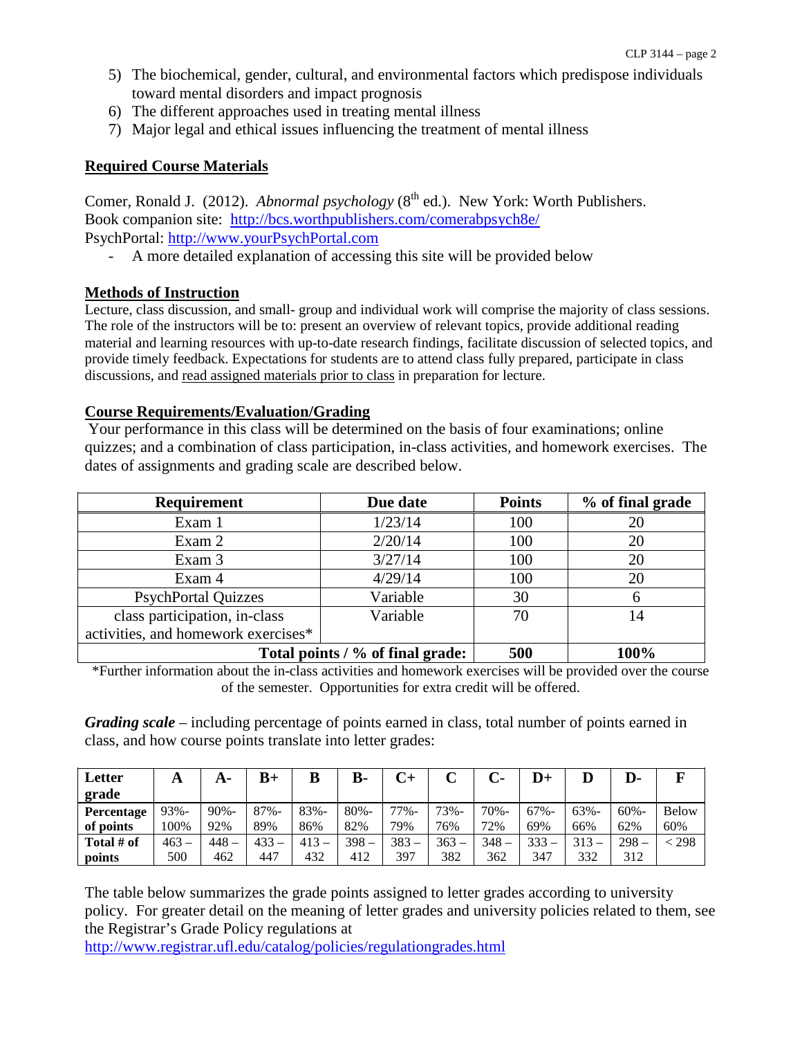5) The biochemical, gender, cultural, and environmental factors which predispose individuals toward mental disorders and impact prognosis
6) The different approaches used in treating mental illness
7) Major legal and ethical issues influencing the treatment of mental illness

## Required Course Materials

Comer, Ronald J. (2012). *Abnormal psychology* (8th ed.). New York: Worth Publishers.
Book companion site: http://bcs.worthpublishers.com/comerabpsych8e/
PsychPortal: http://www.yourPsychPortal.com

- A more detailed explanation of accessing this site will be provided below

## Methods of Instruction

Lecture, class discussion, and small- group and individual work will comprise the majority of class sessions. The role of the instructors will be to: present an overview of relevant topics, provide additional reading material and learning resources with up-to-date research findings, facilitate discussion of selected topics, and provide timely feedback. Expectations for students are to attend class fully prepared, participate in class discussions, and read assigned materials prior to class in preparation for lecture.

## Course Requirements/Evaluation/Grading

Your performance in this class will be determined on the basis of four examinations; online quizzes; and a combination of class participation, in-class activities, and homework exercises. The dates of assignments and grading scale are described below.

| Requirement | Due date | Points | % of final grade |
|---|---|---|---|
| Exam 1 | 1/23/14 | 100 | 20 |
| Exam 2 | 2/20/14 | 100 | 20 |
| Exam 3 | 3/27/14 | 100 | 20 |
| Exam 4 | 4/29/14 | 100 | 20 |
| PsychPortal Quizzes | Variable | 30 | 6 |
| class participation, in-class activities, and homework exercises* | Variable | 70 | 14 |
| **Total points / % of final grade:** | | **500** | **100%** |

*Further information about the in-class activities and homework exercises will be provided over the course of the semester. Opportunities for extra credit will be offered.

***Grading scale*** – including percentage of points earned in class, total number of points earned in class, and how course points translate into letter grades:

| Letter grade | A | A- | B+ | B | B- | C+ | C | C- | D+ | D | D- | F |
|---|---|---|---|---|---|---|---|---|---|---|---|---|
| Percentage of points | 93%-100% | 90%-92% | 87%-89% | 83%-86% | 80%-82% | 77%-79% | 73%-76% | 70%-72% | 67%-69% | 63%-66% | 60%-62% | Below 60% |
| Total # of points | 463 – 500 | 448 – 462 | 433 – 447 | 413 – 432 | 398 – 412 | 383 – 397 | 363 – 382 | 348 – 362 | 333 – 347 | 313 – 332 | 298 – 312 | < 298 |

The table below summarizes the grade points assigned to letter grades according to university policy. For greater detail on the meaning of letter grades and university policies related to them, see the Registrar's Grade Policy regulations at
http://www.registrar.ufl.edu/catalog/policies/regulationgrades.html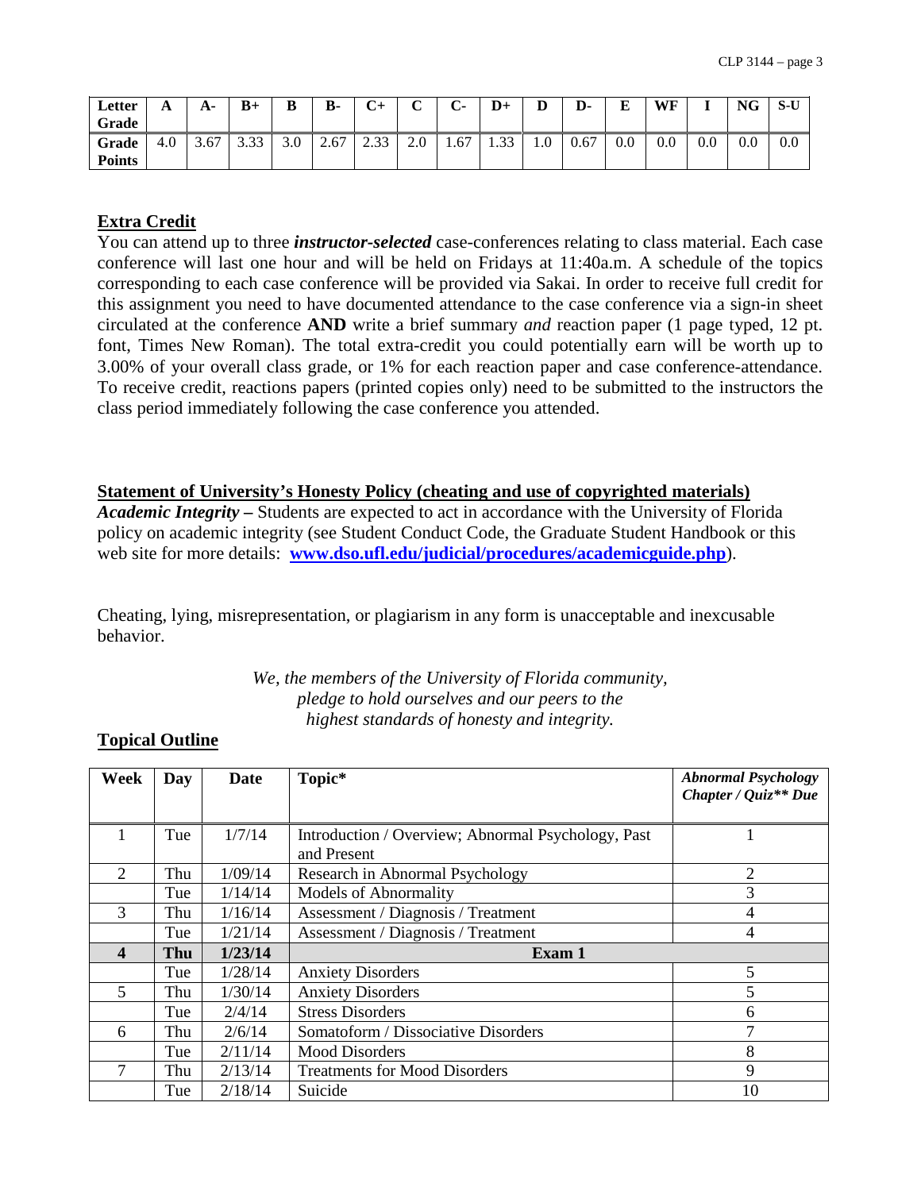| Letter Grade | A | A- | B+ | B | B- | C+ | C | C- | D+ | D | D- | E | WF | I | NG | S-U |
|---|---|---|---|---|---|---|---|---|---|---|---|---|---|---|---|---|
| Grade Points | 4.0 | 3.67 | 3.33 | 3.0 | 2.67 | 2.33 | 2.0 | 1.67 | 1.33 | 1.0 | 0.67 | 0.0 | 0.0 | 0.0 | 0.0 | 0.0 |

## Extra Credit

You can attend up to three ***instructor-selected*** case-conferences relating to class material. Each case conference will last one hour and will be held on Fridays at 11:40a.m. A schedule of the topics corresponding to each case conference will be provided via Sakai. In order to receive full credit for this assignment you need to have documented attendance to the case conference via a sign-in sheet circulated at the conference **AND** write a brief summary *and* reaction paper (1 page typed, 12 pt. font, Times New Roman). The total extra-credit you could potentially earn will be worth up to 3.00% of your overall class grade, or 1% for each reaction paper and case conference-attendance. To receive credit, reactions papers (printed copies only) need to be submitted to the instructors the class period immediately following the case conference you attended.

## Statement of University's Honesty Policy (cheating and use of copyrighted materials)

***Academic Integrity –*** Students are expected to act in accordance with the University of Florida policy on academic integrity (see Student Conduct Code, the Graduate Student Handbook or this web site for more details: **www.dso.ufl.edu/judicial/procedures/academicguide.php**).

Cheating, lying, misrepresentation, or plagiarism in any form is unacceptable and inexcusable behavior.

*We, the members of the University of Florida community, pledge to hold ourselves and our peers to the highest standards of honesty and integrity.*

## Topical Outline

| Week | Day | Date | Topic* | *Abnormal Psychology Chapter / Quiz\*\* Due* |
|---|---|---|---|---|
| 1 | Tue | 1/7/14 | Introduction / Overview; Abnormal Psychology, Past and Present | 1 |
| 2 | Thu | 1/09/14 | Research in Abnormal Psychology | 2 |
| | Tue | 1/14/14 | Models of Abnormality | 3 |
| 3 | Thu | 1/16/14 | Assessment / Diagnosis / Treatment | 4 |
| | Tue | 1/21/14 | Assessment / Diagnosis / Treatment | 4 |
| **4** | **Thu** | **1/23/14** | **Exam 1** | |
| | Tue | 1/28/14 | Anxiety Disorders | 5 |
| 5 | Thu | 1/30/14 | Anxiety Disorders | 5 |
| | Tue | 2/4/14 | Stress Disorders | 6 |
| 6 | Thu | 2/6/14 | Somatoform / Dissociative Disorders | 7 |
| | Tue | 2/11/14 | Mood Disorders | 8 |
| 7 | Thu | 2/13/14 | Treatments for Mood Disorders | 9 |
| | Tue | 2/18/14 | Suicide | 10 |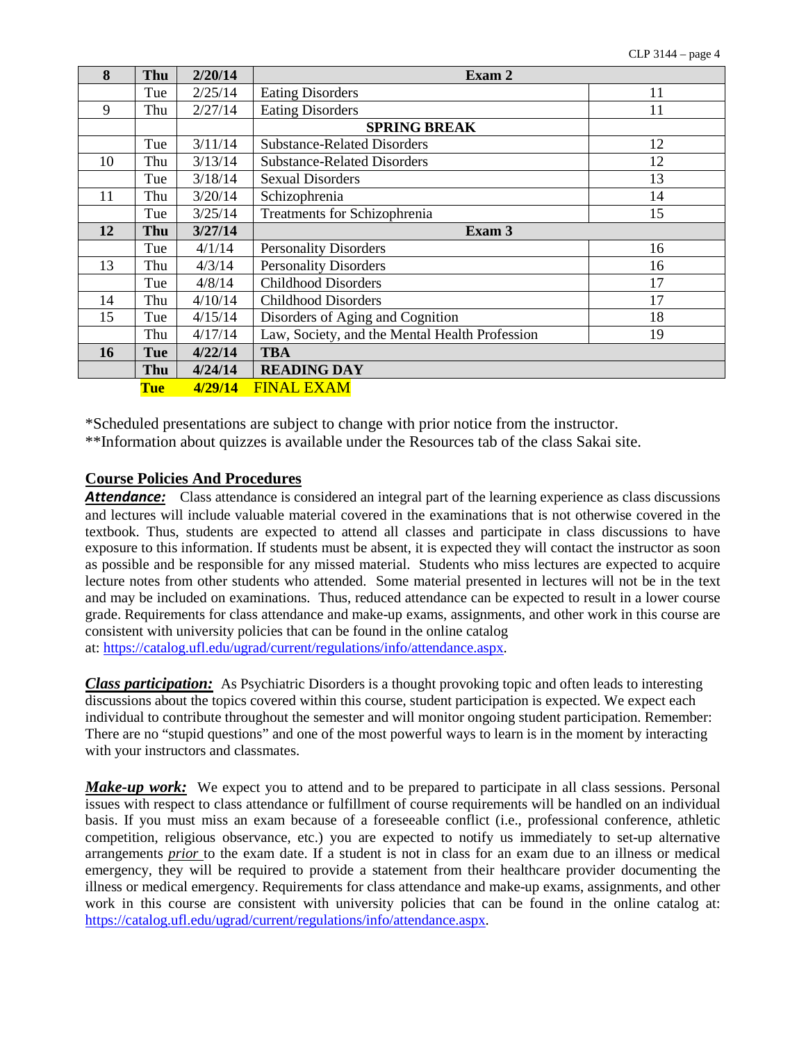| 8 | Thu | 2/20/14 | Exam 2 | |
|---|---|---|---|---|
| | Tue | 2/25/14 | Eating Disorders | 11 |
| 9 | Thu | 2/27/14 | Eating Disorders | 11 |
| | | | SPRING BREAK | |
| | Tue | 3/11/14 | Substance-Related Disorders | 12 |
| 10 | Thu | 3/13/14 | Substance-Related Disorders | 12 |
| | Tue | 3/18/14 | Sexual Disorders | 13 |
| 11 | Thu | 3/20/14 | Schizophrenia | 14 |
| | Tue | 3/25/14 | Treatments for Schizophrenia | 15 |
| **12** | **Thu** | **3/27/14** | **Exam 3** | |
| | Tue | 4/1/14 | Personality Disorders | 16 |
| 13 | Thu | 4/3/14 | Personality Disorders | 16 |
| | Tue | 4/8/14 | Childhood Disorders | 17 |
| 14 | Thu | 4/10/14 | Childhood Disorders | 17 |
| 15 | Tue | 4/15/14 | Disorders of Aging and Cognition | 18 |
| | Thu | 4/17/14 | Law, Society, and the Mental Health Profession | 19 |
| **16** | **Tue** | **4/22/14** | **TBA** | |
| | **Thu** | **4/24/14** | **READING DAY** | |
| | **Tue** | **4/29/14** | FINAL EXAM | |

*Scheduled presentations are subject to change with prior notice from the instructor.
**Information about quizzes is available under the Resources tab of the class Sakai site.

## Course Policies And Procedures

***Attendance:*** Class attendance is considered an integral part of the learning experience as class discussions and lectures will include valuable material covered in the examinations that is not otherwise covered in the textbook. Thus, students are expected to attend all classes and participate in class discussions to have exposure to this information. If students must be absent, it is expected they will contact the instructor as soon as possible and be responsible for any missed material. Students who miss lectures are expected to acquire lecture notes from other students who attended. Some material presented in lectures will not be in the text and may be included on examinations. Thus, reduced attendance can be expected to result in a lower course grade. Requirements for class attendance and make-up exams, assignments, and other work in this course are consistent with university policies that can be found in the online catalog at: https://catalog.ufl.edu/ugrad/current/regulations/info/attendance.aspx.

***Class participation:*** As Psychiatric Disorders is a thought provoking topic and often leads to interesting discussions about the topics covered within this course, student participation is expected. We expect each individual to contribute throughout the semester and will monitor ongoing student participation. Remember: There are no "stupid questions" and one of the most powerful ways to learn is in the moment by interacting with your instructors and classmates.

***Make-up work:*** We expect you to attend and to be prepared to participate in all class sessions. Personal issues with respect to class attendance or fulfillment of course requirements will be handled on an individual basis. If you must miss an exam because of a foreseeable conflict (i.e., professional conference, athletic competition, religious observance, etc.) you are expected to notify us immediately to set-up alternative arrangements *prior* to the exam date. If a student is not in class for an exam due to an illness or medical emergency, they will be required to provide a statement from their healthcare provider documenting the illness or medical emergency. Requirements for class attendance and make-up exams, assignments, and other work in this course are consistent with university policies that can be found in the online catalog at: https://catalog.ufl.edu/ugrad/current/regulations/info/attendance.aspx.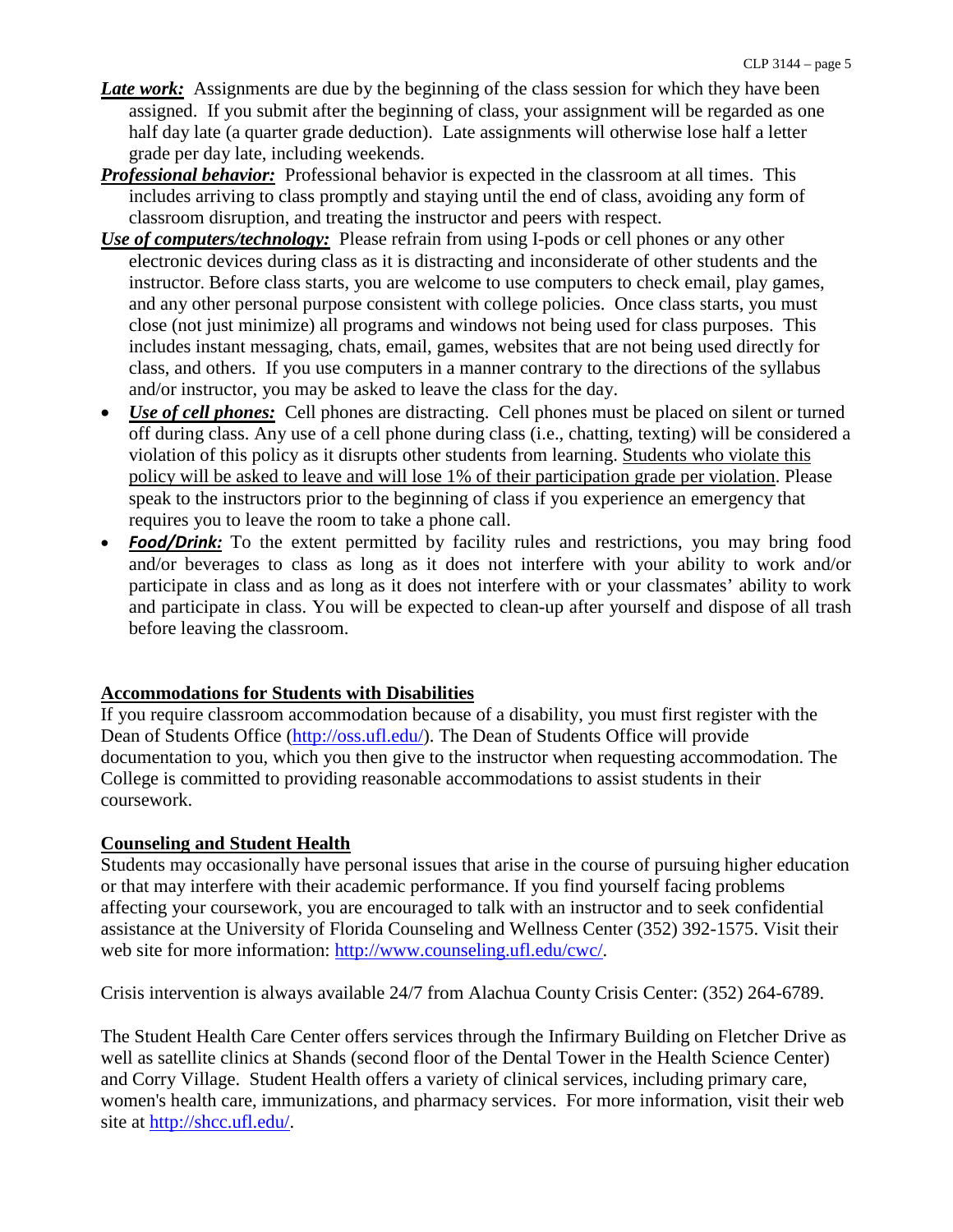***Late work:*** Assignments are due by the beginning of the class session for which they have been assigned. If you submit after the beginning of class, your assignment will be regarded as one half day late (a quarter grade deduction). Late assignments will otherwise lose half a letter grade per day late, including weekends.

***Professional behavior:*** Professional behavior is expected in the classroom at all times. This includes arriving to class promptly and staying until the end of class, avoiding any form of classroom disruption, and treating the instructor and peers with respect.

***Use of computers/technology:*** Please refrain from using I-pods or cell phones or any other electronic devices during class as it is distracting and inconsiderate of other students and the instructor. Before class starts, you are welcome to use computers to check email, play games, and any other personal purpose consistent with college policies. Once class starts, you must close (not just minimize) all programs and windows not being used for class purposes. This includes instant messaging, chats, email, games, websites that are not being used directly for class, and others. If you use computers in a manner contrary to the directions of the syllabus and/or instructor, you may be asked to leave the class for the day.

- ***Use of cell phones:*** Cell phones are distracting. Cell phones must be placed on silent or turned off during class. Any use of a cell phone during class (i.e., chatting, texting) will be considered a violation of this policy as it disrupts other students from learning. Students who violate this policy will be asked to leave and will lose 1% of their participation grade per violation. Please speak to the instructors prior to the beginning of class if you experience an emergency that requires you to leave the room to take a phone call.
- ***Food/Drink:*** To the extent permitted by facility rules and restrictions, you may bring food and/or beverages to class as long as it does not interfere with your ability to work and/or participate in class and as long as it does not interfere with or your classmates' ability to work and participate in class. You will be expected to clean-up after yourself and dispose of all trash before leaving the classroom.

## Accommodations for Students with Disabilities

If you require classroom accommodation because of a disability, you must first register with the Dean of Students Office (http://oss.ufl.edu/). The Dean of Students Office will provide documentation to you, which you then give to the instructor when requesting accommodation. The College is committed to providing reasonable accommodations to assist students in their coursework.

## Counseling and Student Health

Students may occasionally have personal issues that arise in the course of pursuing higher education or that may interfere with their academic performance. If you find yourself facing problems affecting your coursework, you are encouraged to talk with an instructor and to seek confidential assistance at the University of Florida Counseling and Wellness Center (352) 392-1575. Visit their web site for more information: http://www.counseling.ufl.edu/cwc/.

Crisis intervention is always available 24/7 from Alachua County Crisis Center: (352) 264-6789.

The Student Health Care Center offers services through the Infirmary Building on Fletcher Drive as well as satellite clinics at Shands (second floor of the Dental Tower in the Health Science Center) and Corry Village. Student Health offers a variety of clinical services, including primary care, women's health care, immunizations, and pharmacy services. For more information, visit their web site at http://shcc.ufl.edu/.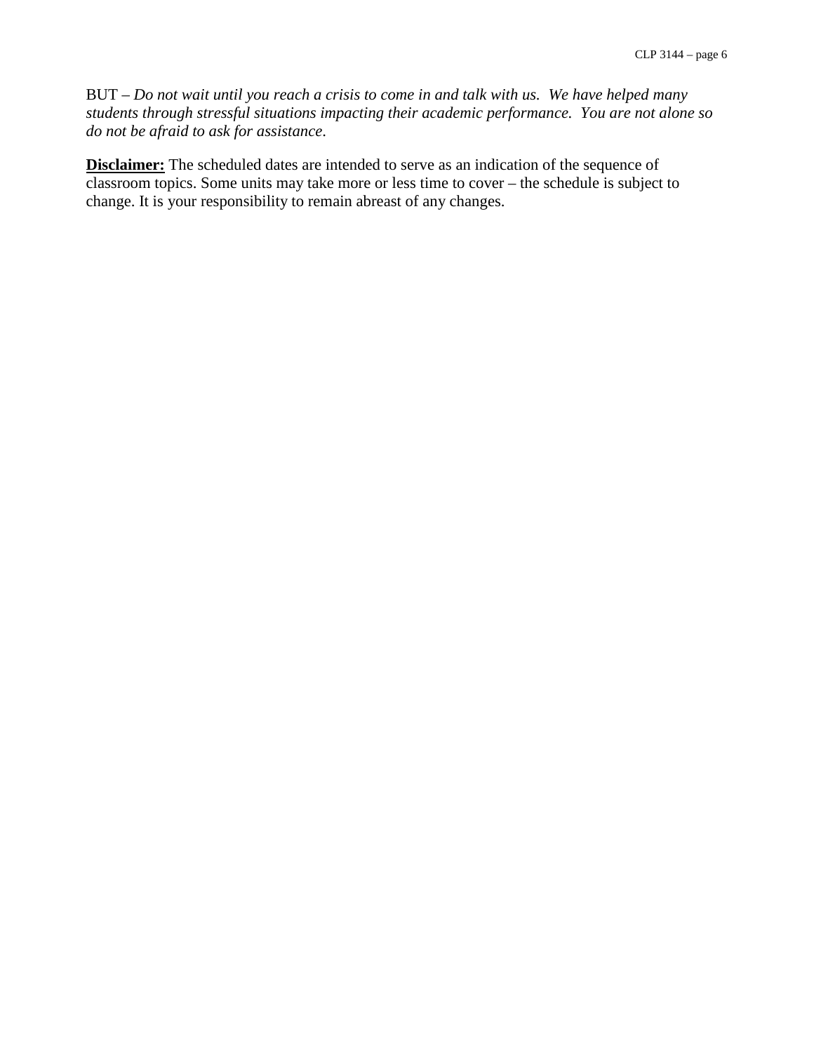BUT – *Do not wait until you reach a crisis to come in and talk with us. We have helped many students through stressful situations impacting their academic performance. You are not alone so do not be afraid to ask for assistance*.

**Disclaimer:** The scheduled dates are intended to serve as an indication of the sequence of classroom topics. Some units may take more or less time to cover – the schedule is subject to change. It is your responsibility to remain abreast of any changes.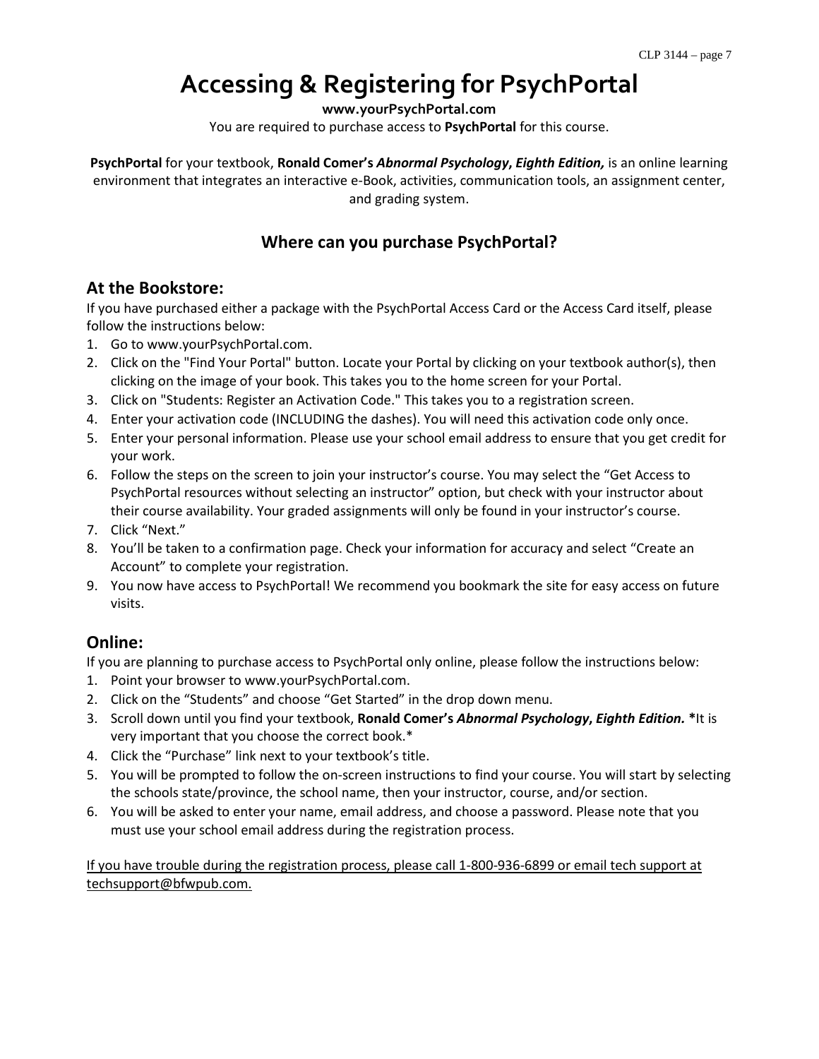# Accessing & Registering for PsychPortal

**www.yourPsychPortal.com**

You are required to purchase access to **PsychPortal** for this course.

**PsychPortal** for your textbook, **Ronald Comer's *Abnormal Psychology*, *Eighth Edition,*** is an online learning environment that integrates an interactive e-Book, activities, communication tools, an assignment center, and grading system.

## Where can you purchase PsychPortal?

### At the Bookstore:

If you have purchased either a package with the PsychPortal Access Card or the Access Card itself, please follow the instructions below:

1. Go to www.yourPsychPortal.com.
2. Click on the "Find Your Portal" button. Locate your Portal by clicking on your textbook author(s), then clicking on the image of your book. This takes you to the home screen for your Portal.
3. Click on "Students: Register an Activation Code." This takes you to a registration screen.
4. Enter your activation code (INCLUDING the dashes). You will need this activation code only once.
5. Enter your personal information. Please use your school email address to ensure that you get credit for your work.
6. Follow the steps on the screen to join your instructor's course. You may select the "Get Access to PsychPortal resources without selecting an instructor" option, but check with your instructor about their course availability. Your graded assignments will only be found in your instructor's course.
7. Click "Next."
8. You'll be taken to a confirmation page. Check your information for accuracy and select "Create an Account" to complete your registration.
9. You now have access to PsychPortal! We recommend you bookmark the site for easy access on future visits.

### Online:

If you are planning to purchase access to PsychPortal only online, please follow the instructions below:

1. Point your browser to www.yourPsychPortal.com.
2. Click on the "Students" and choose "Get Started" in the drop down menu.
3. Scroll down until you find your textbook, **Ronald Comer's *Abnormal Psychology*, *Eighth Edition.*** ***It is very important that you choose the correct book.***
4. Click the "Purchase" link next to your textbook's title.
5. You will be prompted to follow the on-screen instructions to find your course. You will start by selecting the schools state/province, the school name, then your instructor, course, and/or section.
6. You will be asked to enter your name, email address, and choose a password. Please note that you must use your school email address during the registration process.

<u>If you have trouble during the registration process, please call 1-800-936-6899 or email tech support at techsupport@bfwpub.com.</u>